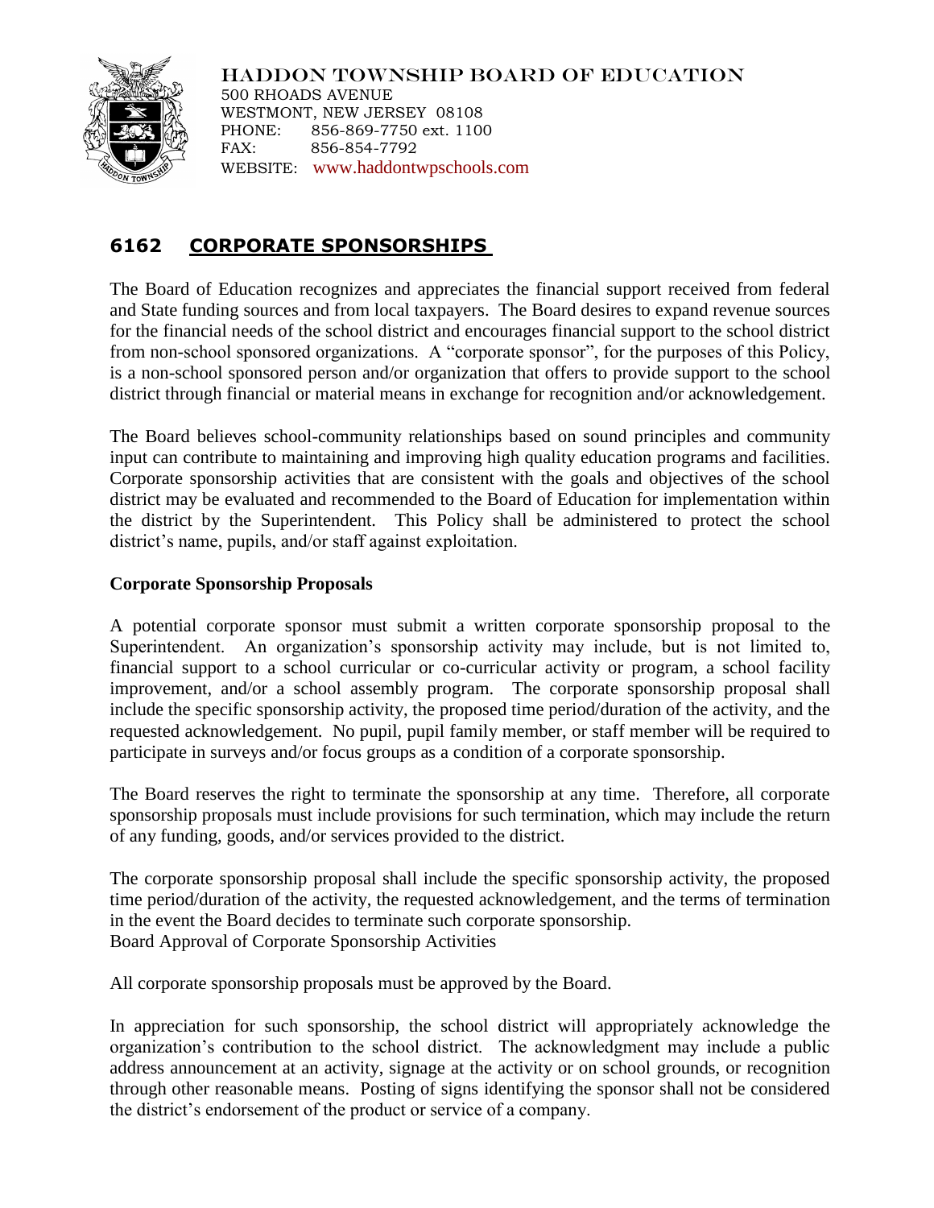# HADDON TOWNSHIP BOARD OF EDUCATION

500 RHOADS AVENUE
WESTMONT, NEW JERSEY 08108
PHONE: 856-869-7750 ext. 1100
FAX: 856-854-7792
WEBSITE: www.haddontwpschools.com

## 6162 CORPORATE SPONSORSHIPS

The Board of Education recognizes and appreciates the financial support received from federal and State funding sources and from local taxpayers. The Board desires to expand revenue sources for the financial needs of the school district and encourages financial support to the school district from non-school sponsored organizations. A "corporate sponsor", for the purposes of this Policy, is a non-school sponsored person and/or organization that offers to provide support to the school district through financial or material means in exchange for recognition and/or acknowledgement.

The Board believes school-community relationships based on sound principles and community input can contribute to maintaining and improving high quality education programs and facilities. Corporate sponsorship activities that are consistent with the goals and objectives of the school district may be evaluated and recommended to the Board of Education for implementation within the district by the Superintendent. This Policy shall be administered to protect the school district's name, pupils, and/or staff against exploitation.

**Corporate Sponsorship Proposals**

A potential corporate sponsor must submit a written corporate sponsorship proposal to the Superintendent. An organization's sponsorship activity may include, but is not limited to, financial support to a school curricular or co-curricular activity or program, a school facility improvement, and/or a school assembly program. The corporate sponsorship proposal shall include the specific sponsorship activity, the proposed time period/duration of the activity, and the requested acknowledgement. No pupil, pupil family member, or staff member will be required to participate in surveys and/or focus groups as a condition of a corporate sponsorship.

The Board reserves the right to terminate the sponsorship at any time. Therefore, all corporate sponsorship proposals must include provisions for such termination, which may include the return of any funding, goods, and/or services provided to the district.

The corporate sponsorship proposal shall include the specific sponsorship activity, the proposed time period/duration of the activity, the requested acknowledgement, and the terms of termination in the event the Board decides to terminate such corporate sponsorship.
Board Approval of Corporate Sponsorship Activities

All corporate sponsorship proposals must be approved by the Board.

In appreciation for such sponsorship, the school district will appropriately acknowledge the organization's contribution to the school district. The acknowledgment may include a public address announcement at an activity, signage at the activity or on school grounds, or recognition through other reasonable means. Posting of signs identifying the sponsor shall not be considered the district's endorsement of the product or service of a company.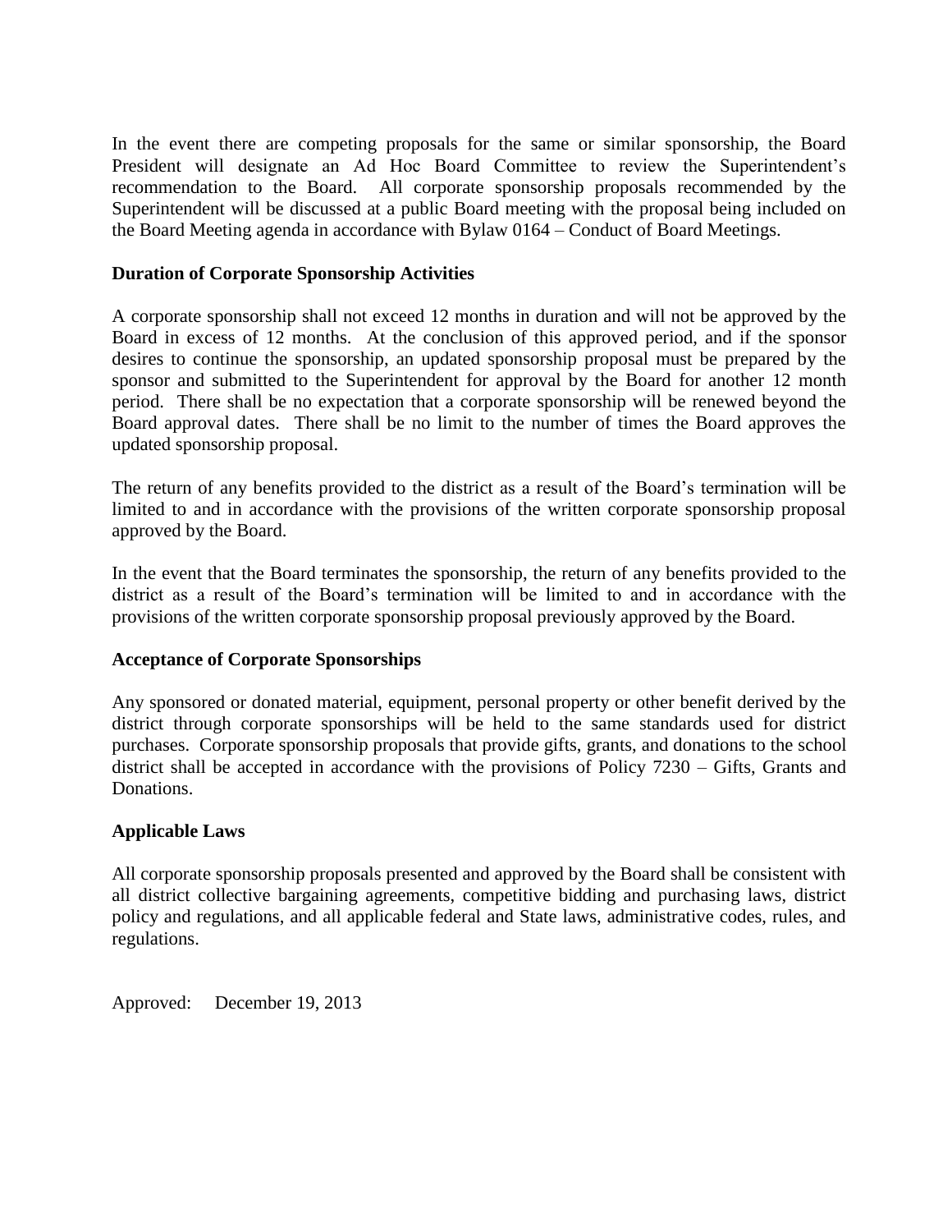In the event there are competing proposals for the same or similar sponsorship, the Board President will designate an Ad Hoc Board Committee to review the Superintendent's recommendation to the Board. All corporate sponsorship proposals recommended by the Superintendent will be discussed at a public Board meeting with the proposal being included on the Board Meeting agenda in accordance with Bylaw 0164 – Conduct of Board Meetings.

**Duration of Corporate Sponsorship Activities**

A corporate sponsorship shall not exceed 12 months in duration and will not be approved by the Board in excess of 12 months. At the conclusion of this approved period, and if the sponsor desires to continue the sponsorship, an updated sponsorship proposal must be prepared by the sponsor and submitted to the Superintendent for approval by the Board for another 12 month period. There shall be no expectation that a corporate sponsorship will be renewed beyond the Board approval dates. There shall be no limit to the number of times the Board approves the updated sponsorship proposal.

The return of any benefits provided to the district as a result of the Board's termination will be limited to and in accordance with the provisions of the written corporate sponsorship proposal approved by the Board.

In the event that the Board terminates the sponsorship, the return of any benefits provided to the district as a result of the Board's termination will be limited to and in accordance with the provisions of the written corporate sponsorship proposal previously approved by the Board.

**Acceptance of Corporate Sponsorships**

Any sponsored or donated material, equipment, personal property or other benefit derived by the district through corporate sponsorships will be held to the same standards used for district purchases. Corporate sponsorship proposals that provide gifts, grants, and donations to the school district shall be accepted in accordance with the provisions of Policy 7230 – Gifts, Grants and Donations.

**Applicable Laws**

All corporate sponsorship proposals presented and approved by the Board shall be consistent with all district collective bargaining agreements, competitive bidding and purchasing laws, district policy and regulations, and all applicable federal and State laws, administrative codes, rules, and regulations.

Approved: December 19, 2013